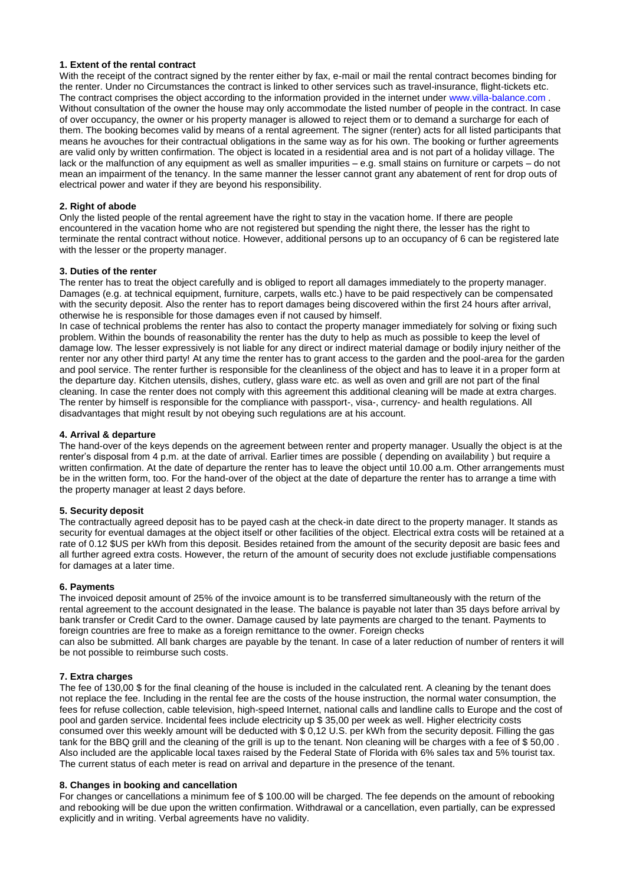**1. Extent of the rental contract**

With the receipt of the contract signed by the renter either by fax, e-mail or mail the rental contract becomes binding for the renter. Under no Circumstances the contract is linked to other services such as travel-insurance, flight-tickets etc. The contract comprises the object according to the information provided in the internet under www.villa-balance.com . Without consultation of the owner the house may only accommodate the listed number of people in the contract. In case of over occupancy, the owner or his property manager is allowed to reject them or to demand a surcharge for each of them. The booking becomes valid by means of a rental agreement. The signer (renter) acts for all listed participants that means he avouches for their contractual obligations in the same way as for his own. The booking or further agreements are valid only by written confirmation. The object is located in a residential area and is not part of a holiday village. The lack or the malfunction of any equipment as well as smaller impurities – e.g. small stains on furniture or carpets – do not mean an impairment of the tenancy. In the same manner the lesser cannot grant any abatement of rent for drop outs of electrical power and water if they are beyond his responsibility.

**2. Right of abode**

Only the listed people of the rental agreement have the right to stay in the vacation home. If there are people encountered in the vacation home who are not registered but spending the night there, the lesser has the right to terminate the rental contract without notice. However, additional persons up to an occupancy of 6 can be registered late with the lesser or the property manager.

**3. Duties of the renter**

The renter has to treat the object carefully and is obliged to report all damages immediately to the property manager. Damages (e.g. at technical equipment, furniture, carpets, walls etc.) have to be paid respectively can be compensated with the security deposit. Also the renter has to report damages being discovered within the first 24 hours after arrival, otherwise he is responsible for those damages even if not caused by himself.

In case of technical problems the renter has also to contact the property manager immediately for solving or fixing such problem. Within the bounds of reasonability the renter has the duty to help as much as possible to keep the level of damage low. The lesser expressively is not liable for any direct or indirect material damage or bodily injury neither of the renter nor any other third party! At any time the renter has to grant access to the garden and the pool-area for the garden and pool service. The renter further is responsible for the cleanliness of the object and has to leave it in a proper form at the departure day. Kitchen utensils, dishes, cutlery, glass ware etc. as well as oven and grill are not part of the final cleaning. In case the renter does not comply with this agreement this additional cleaning will be made at extra charges. The renter by himself is responsible for the compliance with passport-, visa-, currency- and health regulations. All disadvantages that might result by not obeying such regulations are at his account.

**4. Arrival & departure**

The hand-over of the keys depends on the agreement between renter and property manager. Usually the object is at the renter's disposal from 4 p.m. at the date of arrival. Earlier times are possible ( depending on availability ) but require a written confirmation. At the date of departure the renter has to leave the object until 10.00 a.m. Other arrangements must be in the written form, too. For the hand-over of the object at the date of departure the renter has to arrange a time with the property manager at least 2 days before.

**5. Security deposit**

The contractually agreed deposit has to be payed cash at the check-in date direct to the property manager. It stands as security for eventual damages at the object itself or other facilities of the object. Electrical extra costs will be retained at a rate of 0.12 $US per kWh from this deposit. Besides retained from the amount of the security deposit are basic fees and all further agreed extra costs. However, the return of the amount of security does not exclude justifiable compensations for damages at a later time.

**6. Payments**

The invoiced deposit amount of 25% of the invoice amount is to be transferred simultaneously with the return of the rental agreement to the account designated in the lease. The balance is payable not later than 35 days before arrival by bank transfer or Credit Card to the owner. Damage caused by late payments are charged to the tenant. Payments to foreign countries are free to make as a foreign remittance to the owner. Foreign checks can also be submitted. All bank charges are payable by the tenant. In case of a later reduction of number of renters it will be not possible to reimburse such costs.

**7. Extra charges**

The fee of 130,00 $ for the final cleaning of the house is included in the calculated rent. A cleaning by the tenant does not replace the fee. Including in the rental fee are the costs of the house instruction, the normal water consumption, the fees for refuse collection, cable television, high-speed Internet, national calls and landline calls to Europe and the cost of pool and garden service. Incidental fees include electricity up $ 35,00 per week as well. Higher electricity costs consumed over this weekly amount will be deducted with $ 0,12 U.S. per kWh from the security deposit. Filling the gas tank for the BBQ grill and the cleaning of the grill is up to the tenant. Non cleaning will be charges with a fee of $ 50,00 . Also included are the applicable local taxes raised by the Federal State of Florida with 6% sales tax and 5% tourist tax. The current status of each meter is read on arrival and departure in the presence of the tenant.

**8. Changes in booking and cancellation**

For changes or cancellations a minimum fee of $ 100.00 will be charged. The fee depends on the amount of rebooking and rebooking will be due upon the written confirmation. Withdrawal or a cancellation, even partially, can be expressed explicitly and in writing. Verbal agreements have no validity.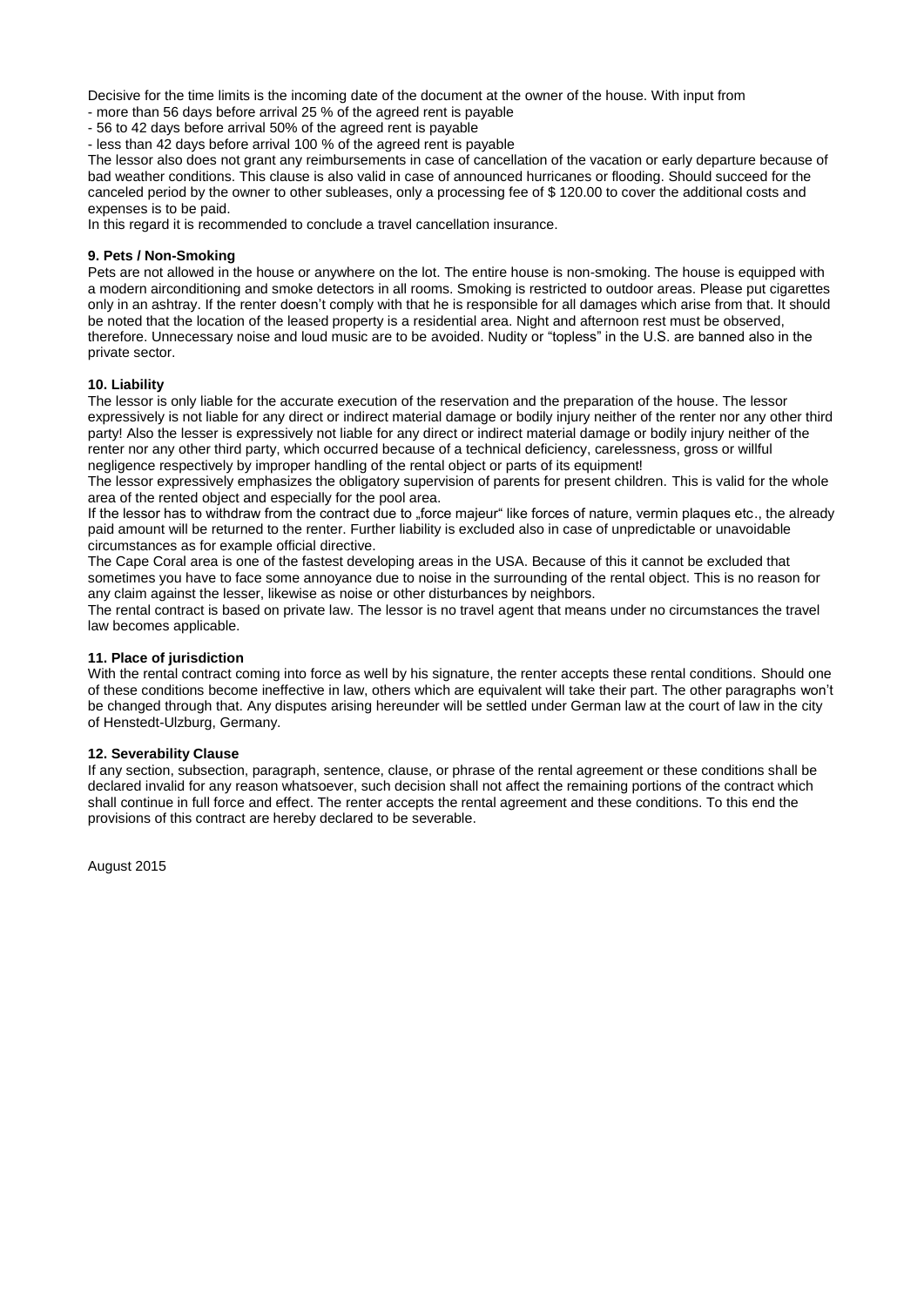Decisive for the time limits is the incoming date of the document at the owner of the house. With input from

- more than 56 days before arrival 25 % of the agreed rent is payable
- 56 to 42 days before arrival 50% of the agreed rent is payable
- less than 42 days before arrival 100 % of the agreed rent is payable

The lessor also does not grant any reimbursements in case of cancellation of the vacation or early departure because of bad weather conditions. This clause is also valid in case of announced hurricanes or flooding. Should succeed for the canceled period by the owner to other subleases, only a processing fee of $ 120.00 to cover the additional costs and expenses is to be paid.

In this regard it is recommended to conclude a travel cancellation insurance.

**9. Pets / Non-Smoking**

Pets are not allowed in the house or anywhere on the lot. The entire house is non-smoking. The house is equipped with a modern airconditioning and smoke detectors in all rooms. Smoking is restricted to outdoor areas. Please put cigarettes only in an ashtray. If the renter doesn't comply with that he is responsible for all damages which arise from that. It should be noted that the location of the leased property is a residential area. Night and afternoon rest must be observed, therefore. Unnecessary noise and loud music are to be avoided. Nudity or "topless" in the U.S. are banned also in the private sector.

**10. Liability**

The lessor is only liable for the accurate execution of the reservation and the preparation of the house. The lessor expressively is not liable for any direct or indirect material damage or bodily injury neither of the renter nor any other third party! Also the lesser is expressively not liable for any direct or indirect material damage or bodily injury neither of the renter nor any other third party, which occurred because of a technical deficiency, carelessness, gross or willful negligence respectively by improper handling of the rental object or parts of its equipment!

The lessor expressively emphasizes the obligatory supervision of parents for present children. This is valid for the whole area of the rented object and especially for the pool area.

If the lessor has to withdraw from the contract due to „force majeur" like forces of nature, vermin plaques etc., the already paid amount will be returned to the renter. Further liability is excluded also in case of unpredictable or unavoidable circumstances as for example official directive.

The Cape Coral area is one of the fastest developing areas in the USA. Because of this it cannot be excluded that sometimes you have to face some annoyance due to noise in the surrounding of the rental object. This is no reason for any claim against the lesser, likewise as noise or other disturbances by neighbors.

The rental contract is based on private law. The lessor is no travel agent that means under no circumstances the travel law becomes applicable.

**11. Place of jurisdiction**

With the rental contract coming into force as well by his signature, the renter accepts these rental conditions. Should one of these conditions become ineffective in law, others which are equivalent will take their part. The other paragraphs won't be changed through that. Any disputes arising hereunder will be settled under German law at the court of law in the city of Henstedt-Ulzburg, Germany.

**12. Severability Clause**

If any section, subsection, paragraph, sentence, clause, or phrase of the rental agreement or these conditions shall be declared invalid for any reason whatsoever, such decision shall not affect the remaining portions of the contract which shall continue in full force and effect. The renter accepts the rental agreement and these conditions. To this end the provisions of this contract are hereby declared to be severable.

August 2015